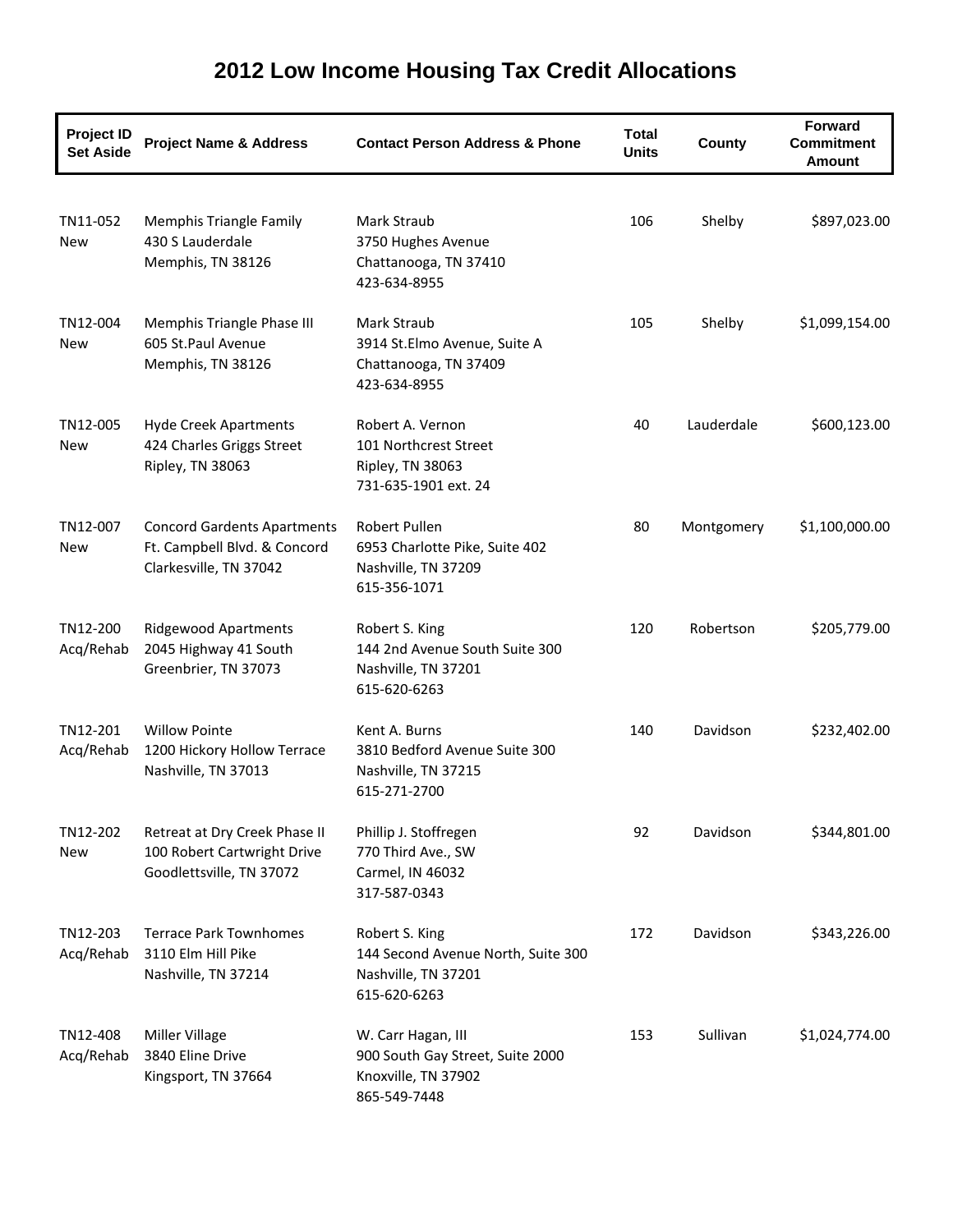# 2012 Low Income Housing Tax Credit Allocations

| Project ID Set Aside | Project Name & Address | Contact Person Address & Phone | Total Units | County | Forward Commitment Amount |
|---|---|---|---|---|---|
| TN11-052 New | Memphis Triangle Family<br>430 S Lauderdale<br>Memphis, TN 38126 | Mark Straub<br>3750 Hughes Avenue<br>Chattanooga, TN 37410<br>423-634-8955 | 106 | Shelby | $897,023.00 |
| TN12-004 New | Memphis Triangle Phase III<br>605 St.Paul Avenue<br>Memphis, TN 38126 | Mark Straub<br>3914 St.Elmo Avenue, Suite A<br>Chattanooga, TN 37409<br>423-634-8955 | 105 | Shelby | $1,099,154.00 |
| TN12-005 New | Hyde Creek Apartments<br>424 Charles Griggs Street<br>Ripley, TN 38063 | Robert A. Vernon<br>101 Northcrest Street<br>Ripley, TN 38063<br>731-635-1901 ext. 24 | 40 | Lauderdale | $600,123.00 |
| TN12-007 New | Concord Gardents Apartments<br>Ft. Campbell Blvd. & Concord<br>Clarkesville, TN 37042 | Robert Pullen<br>6953 Charlotte Pike, Suite 402<br>Nashville, TN 37209<br>615-356-1071 | 80 | Montgomery | $1,100,000.00 |
| TN12-200 Acq/Rehab | Ridgewood Apartments<br>2045 Highway 41 South<br>Greenbrier, TN 37073 | Robert S. King<br>144 2nd Avenue South Suite 300<br>Nashville, TN 37201<br>615-620-6263 | 120 | Robertson | $205,779.00 |
| TN12-201 Acq/Rehab | Willow Pointe<br>1200 Hickory Hollow Terrace<br>Nashville, TN 37013 | Kent A. Burns<br>3810 Bedford Avenue Suite 300<br>Nashville, TN 37215<br>615-271-2700 | 140 | Davidson | $232,402.00 |
| TN12-202 New | Retreat at Dry Creek Phase II<br>100 Robert Cartwright Drive<br>Goodlettsville, TN 37072 | Phillip J. Stoffregen<br>770 Third Ave., SW<br>Carmel, IN 46032<br>317-587-0343 | 92 | Davidson | $344,801.00 |
| TN12-203 Acq/Rehab | Terrace Park Townhomes<br>3110 Elm Hill Pike<br>Nashville, TN 37214 | Robert S. King<br>144 Second Avenue North, Suite 300<br>Nashville, TN 37201<br>615-620-6263 | 172 | Davidson | $343,226.00 |
| TN12-408 Acq/Rehab | Miller Village<br>3840 Eline Drive<br>Kingsport, TN 37664 | W. Carr Hagan, III<br>900 South Gay Street, Suite 2000<br>Knoxville, TN 37902<br>865-549-7448 | 153 | Sullivan | $1,024,774.00 |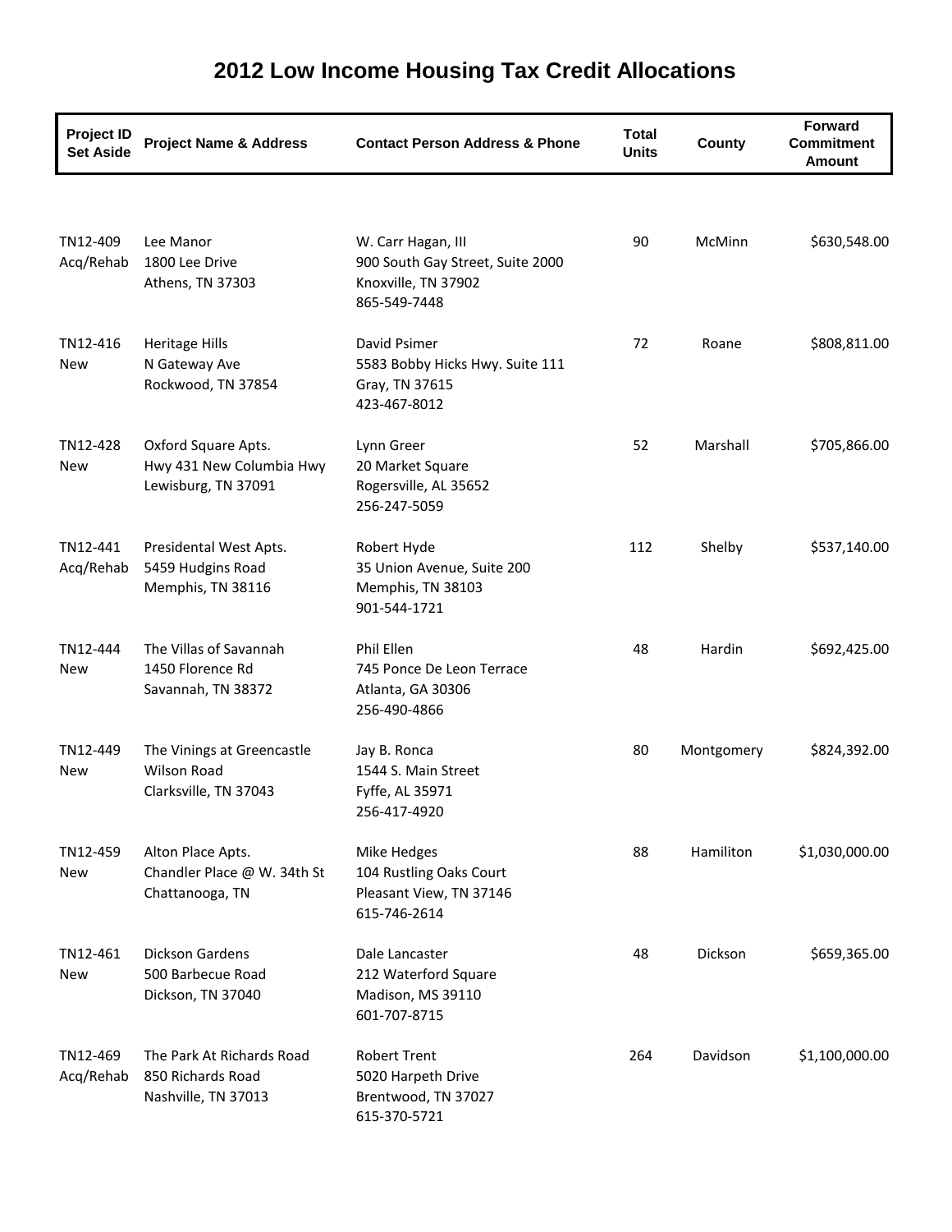# 2012 Low Income Housing Tax Credit Allocations

| Project ID Set Aside | Project Name & Address | Contact Person Address & Phone | Total Units | County | Forward Commitment Amount |
|---|---|---|---|---|---|
| TN12-409 Acq/Rehab | Lee Manor<br>1800 Lee Drive<br>Athens, TN 37303 | W. Carr Hagan, III<br>900 South Gay Street, Suite 2000<br>Knoxville, TN 37902<br>865-549-7448 | 90 | McMinn | $630,548.00 |
| TN12-416 New | Heritage Hills<br>N Gateway Ave<br>Rockwood, TN 37854 | David Psimer<br>5583 Bobby Hicks Hwy. Suite 111<br>Gray, TN 37615<br>423-467-8012 | 72 | Roane | $808,811.00 |
| TN12-428 New | Oxford Square Apts.<br>Hwy 431 New Columbia Hwy<br>Lewisburg, TN 37091 | Lynn Greer<br>20 Market Square<br>Rogersville, AL 35652<br>256-247-5059 | 52 | Marshall | $705,866.00 |
| TN12-441 Acq/Rehab | Presidental West Apts.<br>5459 Hudgins Road<br>Memphis, TN 38116 | Robert Hyde<br>35 Union Avenue, Suite 200<br>Memphis, TN 38103<br>901-544-1721 | 112 | Shelby | $537,140.00 |
| TN12-444 New | The Villas of Savannah<br>1450 Florence Rd<br>Savannah, TN 38372 | Phil Ellen<br>745 Ponce De Leon Terrace<br>Atlanta, GA 30306<br>256-490-4866 | 48 | Hardin | $692,425.00 |
| TN12-449 New | The Vinings at Greencastle<br>Wilson Road<br>Clarksville, TN 37043 | Jay B. Ronca<br>1544 S. Main Street<br>Fyffe, AL 35971<br>256-417-4920 | 80 | Montgomery | $824,392.00 |
| TN12-459 New | Alton Place Apts.<br>Chandler Place @ W. 34th St<br>Chattanooga, TN | Mike Hedges<br>104 Rustling Oaks Court<br>Pleasant View, TN 37146<br>615-746-2614 | 88 | Hamiliton | $1,030,000.00 |
| TN12-461 New | Dickson Gardens<br>500 Barbecue Road<br>Dickson, TN 37040 | Dale Lancaster<br>212 Waterford Square<br>Madison, MS 39110<br>601-707-8715 | 48 | Dickson | $659,365.00 |
| TN12-469 Acq/Rehab | The Park At Richards Road<br>850 Richards Road<br>Nashville, TN 37013 | Robert Trent<br>5020 Harpeth Drive<br>Brentwood, TN 37027<br>615-370-5721 | 264 | Davidson | $1,100,000.00 |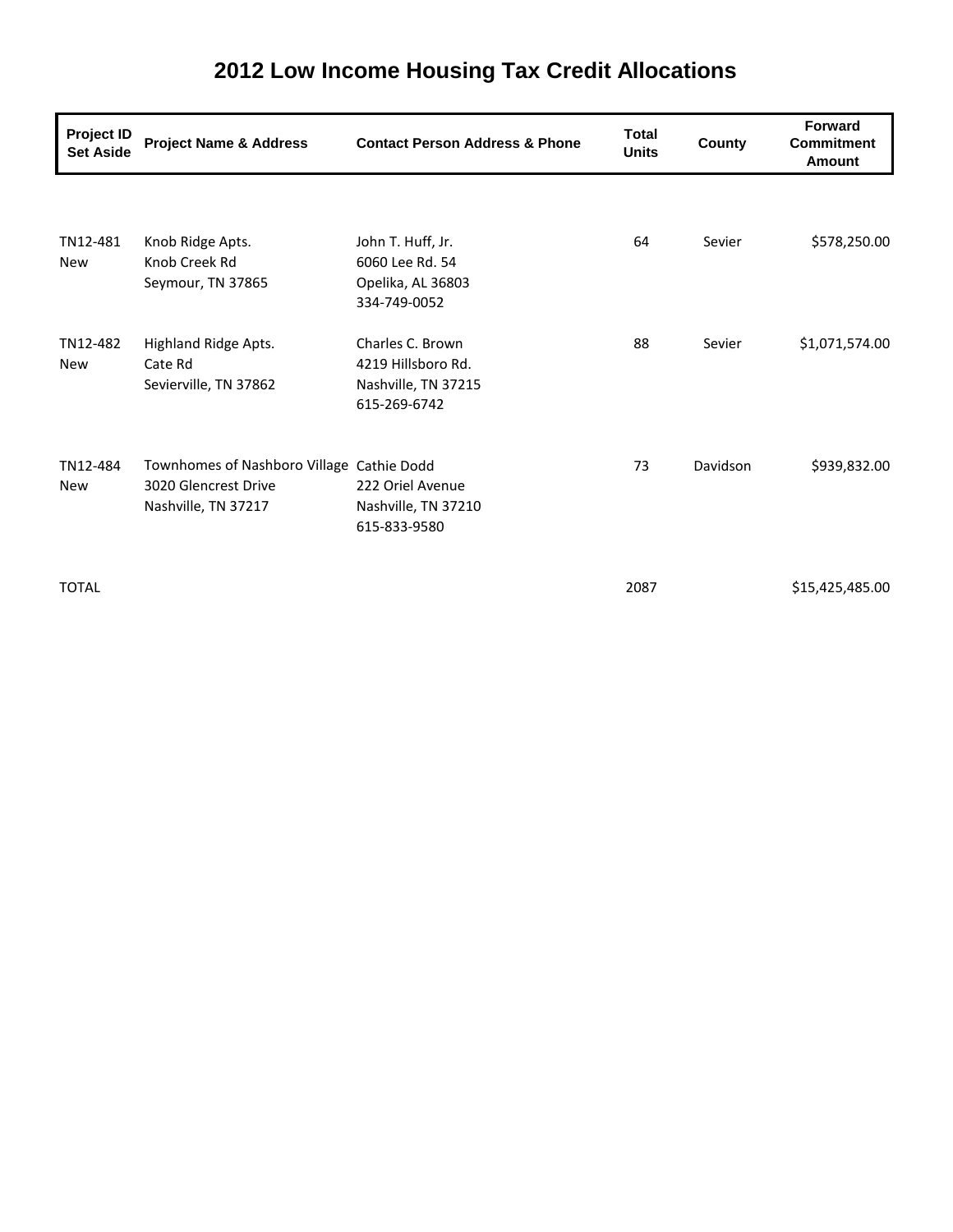# 2012 Low Income Housing Tax Credit Allocations

| Project ID Set Aside | Project Name & Address | Contact Person Address & Phone | Total Units | County | Forward Commitment Amount |
|---|---|---|---|---|---|
| TN12-481<br>New | Knob Ridge Apts.<br>Knob Creek Rd<br>Seymour, TN 37865 | John T. Huff, Jr.<br>6060 Lee Rd. 54<br>Opelika, AL 36803<br>334-749-0052 | 64 | Sevier | $578,250.00 |
| TN12-482<br>New | Highland Ridge Apts.<br>Cate Rd<br>Sevierville, TN 37862 | Charles C. Brown<br>4219 Hillsboro Rd.<br>Nashville, TN 37215<br>615-269-6742 | 88 | Sevier | $1,071,574.00 |
| TN12-484<br>New | Townhomes of Nashboro Village<br>3020 Glencrest Drive<br>Nashville, TN 37217 | Cathie Dodd<br>222 Oriel Avenue<br>Nashville, TN 37210<br>615-833-9580 | 73 | Davidson | $939,832.00 |
| TOTAL | | | 2087 | | $15,425,485.00 |